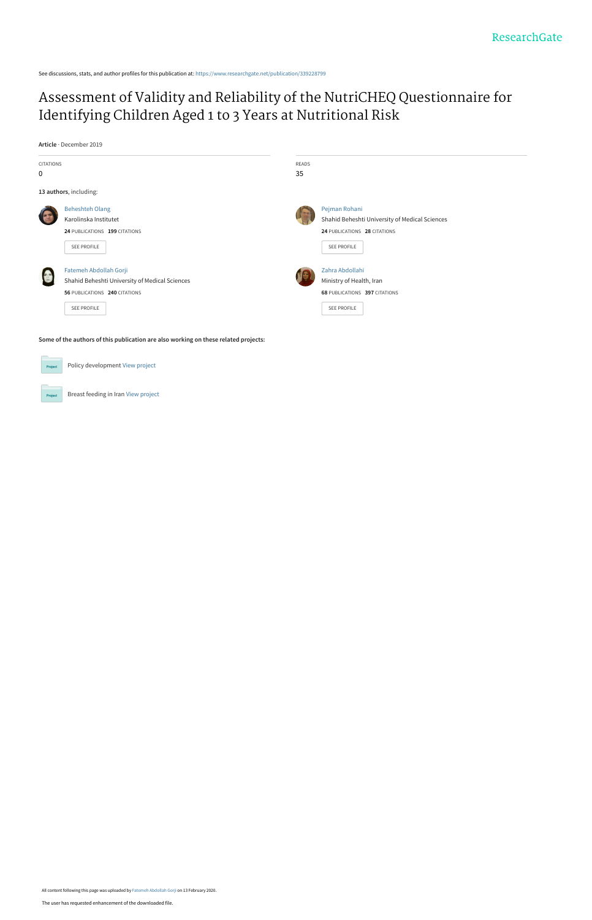ResearchGate

See discussions, stats, and author profiles for this publication at: https://www.researchgate.net/publication/339228799

# Assessment of Validity and Reliability of the NutriCHEQ Questionnaire for Identifying Children Aged 1 to 3 Years at Nutritional Risk

**Article** · December 2019

| CITATIONS | READS |
| --- | --- |
| 0 | 35 |

**13 authors**, including:

Beheshteh Olang
Karolinska Institutet
**24** PUBLICATIONS **199** CITATIONS
SEE PROFILE

Pejman Rohani
Shahid Beheshti University of Medical Sciences
**24** PUBLICATIONS **28** CITATIONS
SEE PROFILE

Fatemeh Abdollah Gorji
Shahid Beheshti University of Medical Sciences
**56** PUBLICATIONS **240** CITATIONS
SEE PROFILE

Zahra Abdollahi
Ministry of Health, Iran
**68** PUBLICATIONS **397** CITATIONS
SEE PROFILE

**Some of the authors of this publication are also working on these related projects:**

Policy development View project

Breast feeding in Iran View project

All content following this page was uploaded by Fatemeh Abdollah Gorji on 13 February 2020.

The user has requested enhancement of the downloaded file.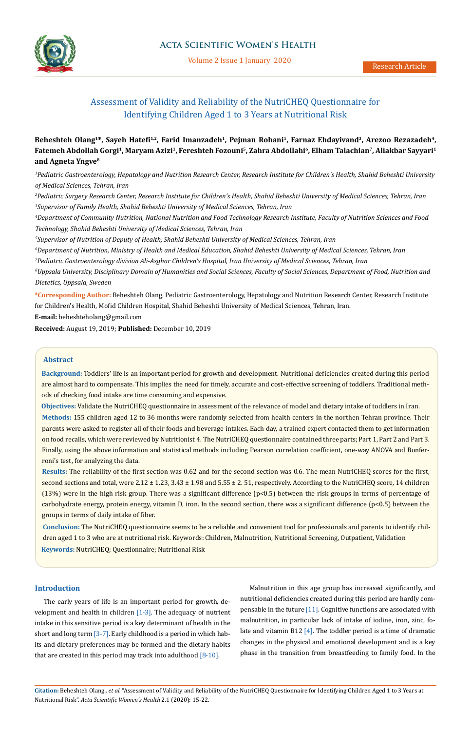# Assessment of Validity and Reliability of the NutriCHEQ Questionnaire for Identifying Children Aged 1 to 3 Years at Nutritional Risk

**Beheshteh Olang[1]\*, Sayeh Hatefi[1,2], Farid Imanzadeh[1], Pejman Rohani[1], Farnaz Ehdayivand[3], Arezoo Rezazadeh[4], Fatemeh Abdollah Gorgi[1], Maryam Azizi[1], Fereshteh Fozouni[5], Zahra Abdollahi[6], Elham Talachian[7], Aliakbar Sayyari[1] and Agneta Yngve[8]**

*[1]Pediatric Gastroenterology, Hepatology and Nutrition Research Center, Research Institute for Children's Health, Shahid Beheshti University of Medical Sciences, Tehran, Iran*

*[2]Pediatric Surgery Research Center, Research Institute for Children's Health, Shahid Beheshti University of Medical Sciences, Tehran, Iran*

*[3]Supervisor of Family Health, Shahid Beheshti University of Medical Sciences, Tehran, Iran*

*[4]Department of Community Nutrition, National Nutrition and Food Technology Research Institute, Faculty of Nutrition Sciences and Food Technology, Shahid Beheshti University of Medical Sciences, Tehran, Iran*

*[5]Supervisor of Nutrition of Deputy of Health, Shahid Beheshti University of Medical Sciences, Tehran, Iran*

*[6]Department of Nutrition, Ministry of Health and Medical Education, Shahid Beheshti University of Medical Sciences, Tehran, Iran*

*[7]Pediatric Gastroenterology division Ali-Asghar Children's Hospital, Iran University of Medical Sciences, Tehran, Iran*

*[8]Uppsala University, Disciplinary Domain of Humanities and Social Sciences, Faculty of Social Sciences, Department of Food, Nutrition and Dietetics, Uppsala, Sweden*

**\*Corresponding Author:** Beheshteh Olang, Pediatric Gastroenterology, Hepatology and Nutrition Research Center, Research Institute for Children's Health, Mofid Children Hospital, Shahid Beheshti University of Medical Sciences, Tehran, Iran.

**E-mail:** beheshteholang@gmail.com

**Received:** August 19, 2019; **Published:** December 10, 2019

## Abstract

**Background:** Toddlers' life is an important period for growth and development. Nutritional deficiencies created during this period are almost hard to compensate. This implies the need for timely, accurate and cost-effective screening of toddlers. Traditional methods of checking food intake are time consuming and expensive.

**Objectives:** Validate the NutriCHEQ questionnaire in assessment of the relevance of model and dietary intake of toddlers in Iran.

**Methods:** 155 children aged 12 to 36 months were randomly selected from health centers in the northen Tehran province. Their parents were asked to register all of their foods and beverage intakes. Each day, a trained expert contacted them to get information on food recalls, which were reviewed by Nutritionist 4. The NutriCHEQ questionnaire contained three parts; Part 1, Part 2 and Part 3. Finally, using the above information and statistical methods including Pearson correlation coefficient, one-way ANOVA and Bonferroni's test, for analyzing the data.

**Results:** The reliability of the first section was 0.62 and for the second section was 0.6. The mean NutriCHEQ scores for the first, second sections and total, were 2.12 ± 1.23, 3.43 ± 1.98 and 5.55 ± 2. 51, respectively. According to the NutriCHEQ score, 14 children (13%) were in the high risk group. There was a significant difference ($p<0.5$) between the risk groups in terms of percentage of carbohydrate energy, protein energy, vitamin D, iron. In the second section, there was a significant difference ($p<0.5$) between the groups in terms of daily intake of fiber.

**Conclusion:** The NutriCHEQ questionnaire seems to be a reliable and convenient tool for professionals and parents to identify children aged 1 to 3 who are at nutritional risk. Keywords: Children, Malnutrition, Nutritional Screening, Outpatient, Validation

**Keywords:** NutriCHEQ; Questionnaire; Nutritional Risk

## Introduction

The early years of life is an important period for growth, development and health in children [1-3]. The adequacy of nutrient intake in this sensitive period is a key determinant of health in the short and long term [3-7]. Early childhood is a period in which habits and dietary preferences may be formed and the dietary habits that are created in this period may track into adulthood [8-10].

Malnutrition in this age group has increased significantly, and nutritional deficiencies created during this period are hardly compensable in the future [11]. Cognitive functions are associated with malnutrition, in particular lack of intake of iodine, iron, zinc, folate and vitamin B12 [4]. The toddler period is a time of dramatic changes in the physical and emotional development and is a key phase in the transition from breastfeeding to family food. In the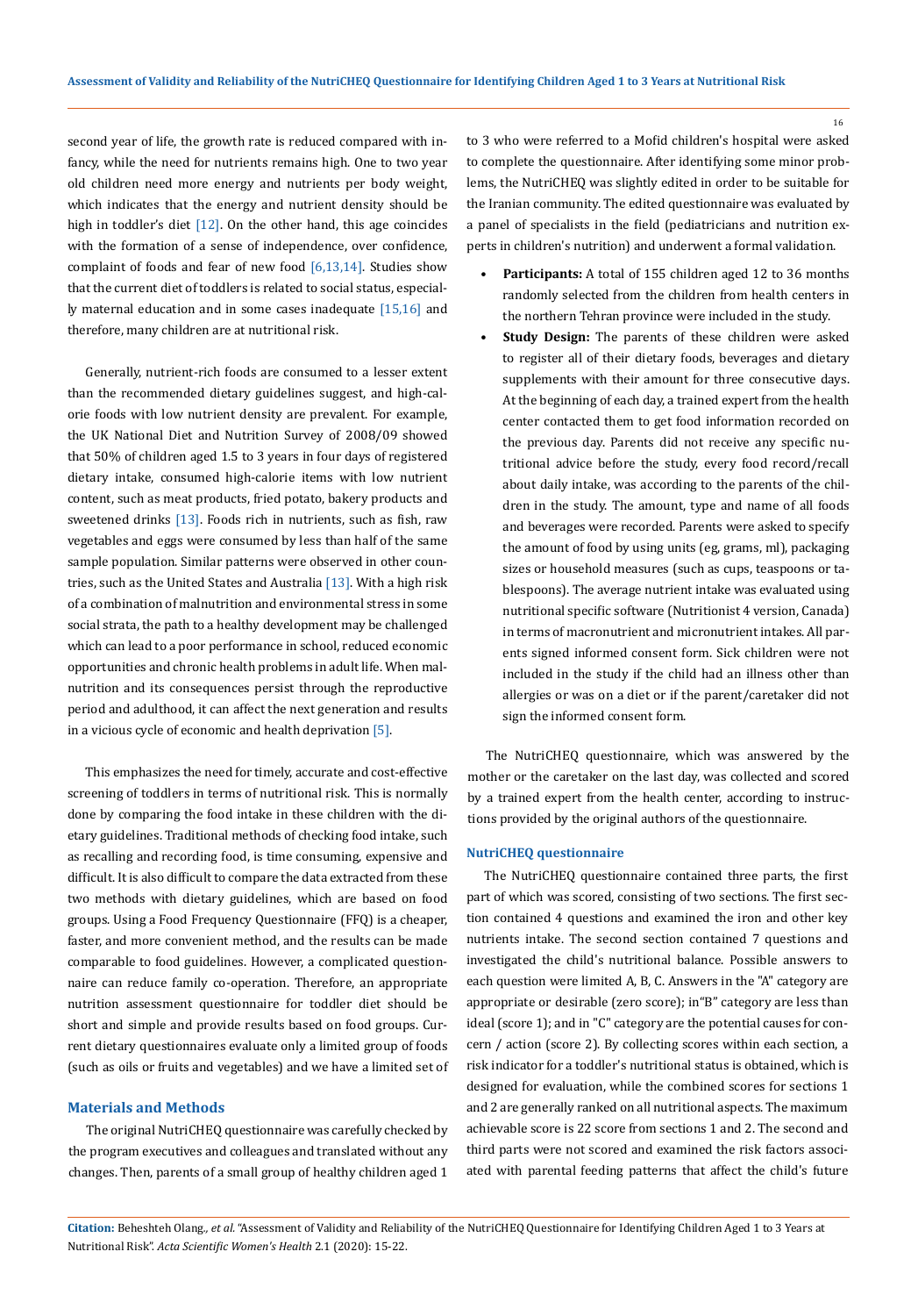second year of life, the growth rate is reduced compared with infancy, while the need for nutrients remains high. One to two year old children need more energy and nutrients per body weight, which indicates that the energy and nutrient density should be high in toddler's diet [12]. On the other hand, this age coincides with the formation of a sense of independence, over confidence, complaint of foods and fear of new food [6,13,14]. Studies show that the current diet of toddlers is related to social status, especially maternal education and in some cases inadequate [15,16] and therefore, many children are at nutritional risk.

Generally, nutrient-rich foods are consumed to a lesser extent than the recommended dietary guidelines suggest, and high-calorie foods with low nutrient density are prevalent. For example, the UK National Diet and Nutrition Survey of 2008/09 showed that 50% of children aged 1.5 to 3 years in four days of registered dietary intake, consumed high-calorie items with low nutrient content, such as meat products, fried potato, bakery products and sweetened drinks [13]. Foods rich in nutrients, such as fish, raw vegetables and eggs were consumed by less than half of the same sample population. Similar patterns were observed in other countries, such as the United States and Australia [13]. With a high risk of a combination of malnutrition and environmental stress in some social strata, the path to a healthy development may be challenged which can lead to a poor performance in school, reduced economic opportunities and chronic health problems in adult life. When malnutrition and its consequences persist through the reproductive period and adulthood, it can affect the next generation and results in a vicious cycle of economic and health deprivation [5].

This emphasizes the need for timely, accurate and cost-effective screening of toddlers in terms of nutritional risk. This is normally done by comparing the food intake in these children with the dietary guidelines. Traditional methods of checking food intake, such as recalling and recording food, is time consuming, expensive and difficult. It is also difficult to compare the data extracted from these two methods with dietary guidelines, which are based on food groups. Using a Food Frequency Questionnaire (FFQ) is a cheaper, faster, and more convenient method, and the results can be made comparable to food guidelines. However, a complicated questionnaire can reduce family co-operation. Therefore, an appropriate nutrition assessment questionnaire for toddler diet should be short and simple and provide results based on food groups. Current dietary questionnaires evaluate only a limited group of foods (such as oils or fruits and vegetables) and we have a limited set of

## Materials and Methods

The original NutriCHEQ questionnaire was carefully checked by the program executives and colleagues and translated without any changes. Then, parents of a small group of healthy children aged 1 to 3 who were referred to a Mofid children's hospital were asked to complete the questionnaire. After identifying some minor problems, the NutriCHEQ was slightly edited in order to be suitable for the Iranian community. The edited questionnaire was evaluated by a panel of specialists in the field (pediatricians and nutrition experts in children's nutrition) and underwent a formal validation.

- **Participants:** A total of 155 children aged 12 to 36 months randomly selected from the children from health centers in the northern Tehran province were included in the study.
- **Study Design:** The parents of these children were asked to register all of their dietary foods, beverages and dietary supplements with their amount for three consecutive days. At the beginning of each day, a trained expert from the health center contacted them to get food information recorded on the previous day. Parents did not receive any specific nutritional advice before the study, every food record/recall about daily intake, was according to the parents of the children in the study. The amount, type and name of all foods and beverages were recorded. Parents were asked to specify the amount of food by using units (eg, grams, ml), packaging sizes or household measures (such as cups, teaspoons or tablespoons). The average nutrient intake was evaluated using nutritional specific software (Nutritionist 4 version, Canada) in terms of macronutrient and micronutrient intakes. All parents signed informed consent form. Sick children were not included in the study if the child had an illness other than allergies or was on a diet or if the parent/caretaker did not sign the informed consent form.

The NutriCHEQ questionnaire, which was answered by the mother or the caretaker on the last day, was collected and scored by a trained expert from the health center, according to instructions provided by the original authors of the questionnaire.

### NutriCHEQ questionnaire

The NutriCHEQ questionnaire contained three parts, the first part of which was scored, consisting of two sections. The first section contained 4 questions and examined the iron and other key nutrients intake. The second section contained 7 questions and investigated the child's nutritional balance. Possible answers to each question were limited A, B, C. Answers in the "A" category are appropriate or desirable (zero score); in"B" category are less than ideal (score 1); and in "C" category are the potential causes for concern / action (score 2). By collecting scores within each section, a risk indicator for a toddler's nutritional status is obtained, which is designed for evaluation, while the combined scores for sections 1 and 2 are generally ranked on all nutritional aspects. The maximum achievable score is 22 score from sections 1 and 2. The second and third parts were not scored and examined the risk factors associated with parental feeding patterns that affect the child's future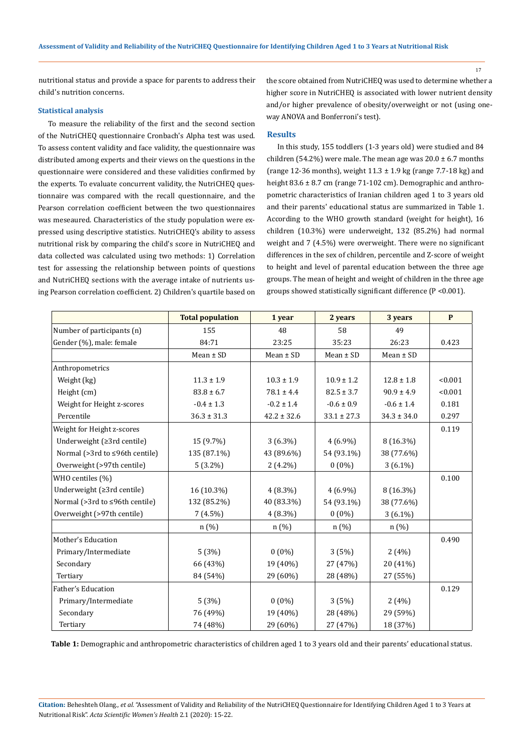nutritional status and provide a space for parents to address their child's nutrition concerns.

### Statistical analysis

To measure the reliability of the first and the second section of the NutriCHEQ questionnaire Cronbach's Alpha test was used. To assess content validity and face validity, the questionnaire was distributed among experts and their views on the questions in the questionnaire were considered and these validities confirmed by the experts. To evaluate concurrent validity, the NutriCHEQ questionnaire was compared with the recall questionnaire, and the Pearson correlation coefficient between the two questionnaires was meseaured. Characteristics of the study population were expressed using descriptive statistics. NutriCHEQ's ability to assess nutritional risk by comparing the child's score in NutriCHEQ and data collected was calculated using two methods: 1) Correlation test for assessing the relationship between points of questions and NutriCHEQ sections with the average intake of nutrients using Pearson correlation coefficient. 2) Children's quartile based on the score obtained from NutriCHEQ was used to determine whether a higher score in NutriCHEQ is associated with lower nutrient density and/or higher prevalence of obesity/overweight or not (using one-way ANOVA and Bonferroni's test).

### Results

In this study, 155 toddlers (1-3 years old) were studied and 84 children (54.2%) were male. The mean age was 20.0 ± 6.7 months (range 12-36 months), weight 11.3 ± 1.9 kg (range 7.7-18 kg) and height 83.6 ± 8.7 cm (range 71-102 cm). Demographic and anthropometric characteristics of Iranian children aged 1 to 3 years old and their parents' educational status are summarized in Table 1. According to the WHO growth standard (weight for height), 16 children (10.3%) were underweight, 132 (85.2%) had normal weight and 7 (4.5%) were overweight. There were no significant differences in the sex of children, percentile and Z-score of weight to height and level of parental education between the three age groups. The mean of height and weight of children in the three age groups showed statistically significant difference (P <0.001).

| | Total population | 1 year | 2 years | 3 years | P |
|---|---|---|---|---|---|
| Number of participants (n) | 155 | 48 | 58 | 49 | |
| Gender (%), male: female | 84:71 | 23:25 | 35:23 | 26:23 | 0.423 |
| | Mean ± SD | Mean ± SD | Mean ± SD | Mean ± SD | |
| Anthropometrics | | | | | |
| Weight (kg) | 11.3 ± 1.9 | 10.3 ± 1.9 | 10.9 ± 1.2 | 12.8 ± 1.8 | <0.001 |
| Height (cm) | 83.8 ± 6.7 | 78.1 ± 4.4 | 82.5 ± 3.7 | 90.9 ± 4.9 | <0.001 |
| Weight for Height z-scores | -0.4 ± 1.3 | -0.2 ± 1.4 | -0.6 ± 0.9 | -0.6 ± 1.4 | 0.181 |
| Percentile | 36.3 ± 31.3 | 42.2 ± 32.6 | 33.1 ± 27.3 | 34.3 ± 34.0 | 0.297 |
| Weight for Height z-scores | | | | | 0.119 |
| Underweight (≥3rd centile) | 15 (9.7%) | 3 (6.3%) | 4 (6.9%) | 8 (16.3%) | |
| Normal (>3rd to ≤96th centile) | 135 (87.1%) | 43 (89.6%) | 54 (93.1%) | 38 (77.6%) | |
| Overweight (>97th centile) | 5 (3.2%) | 2 (4.2%) | 0 (0%) | 3 (6.1%) | |
| WHO centiles (%) | | | | | 0.100 |
| Underweight (≥3rd centile) | 16 (10.3%) | 4 (8.3%) | 4 (6.9%) | 8 (16.3%) | |
| Normal (>3rd to ≤96th centile) | 132 (85.2%) | 40 (83.3%) | 54 (93.1%) | 38 (77.6%) | |
| Overweight (>97th centile) | 7 (4.5%) | 4 (8.3%) | 0 (0%) | 3 (6.1%) | |
| | n (%) | n (%) | n (%) | n (%) | |
| Mother's Education | | | | | 0.490 |
| Primary/Intermediate | 5 (3%) | 0 (0%) | 3 (5%) | 2 (4%) | |
| Secondary | 66 (43%) | 19 (40%) | 27 (47%) | 20 (41%) | |
| Tertiary | 84 (54%) | 29 (60%) | 28 (48%) | 27 (55%) | |
| Father's Education | | | | | 0.129 |
| Primary/Intermediate | 5 (3%) | 0 (0%) | 3 (5%) | 2 (4%) | |
| Secondary | 76 (49%) | 19 (40%) | 28 (48%) | 29 (59%) | |
| Tertiary | 74 (48%) | 29 (60%) | 27 (47%) | 18 (37%) | |

**Table 1:** Demographic and anthropometric characteristics of children aged 1 to 3 years old and their parents' educational status.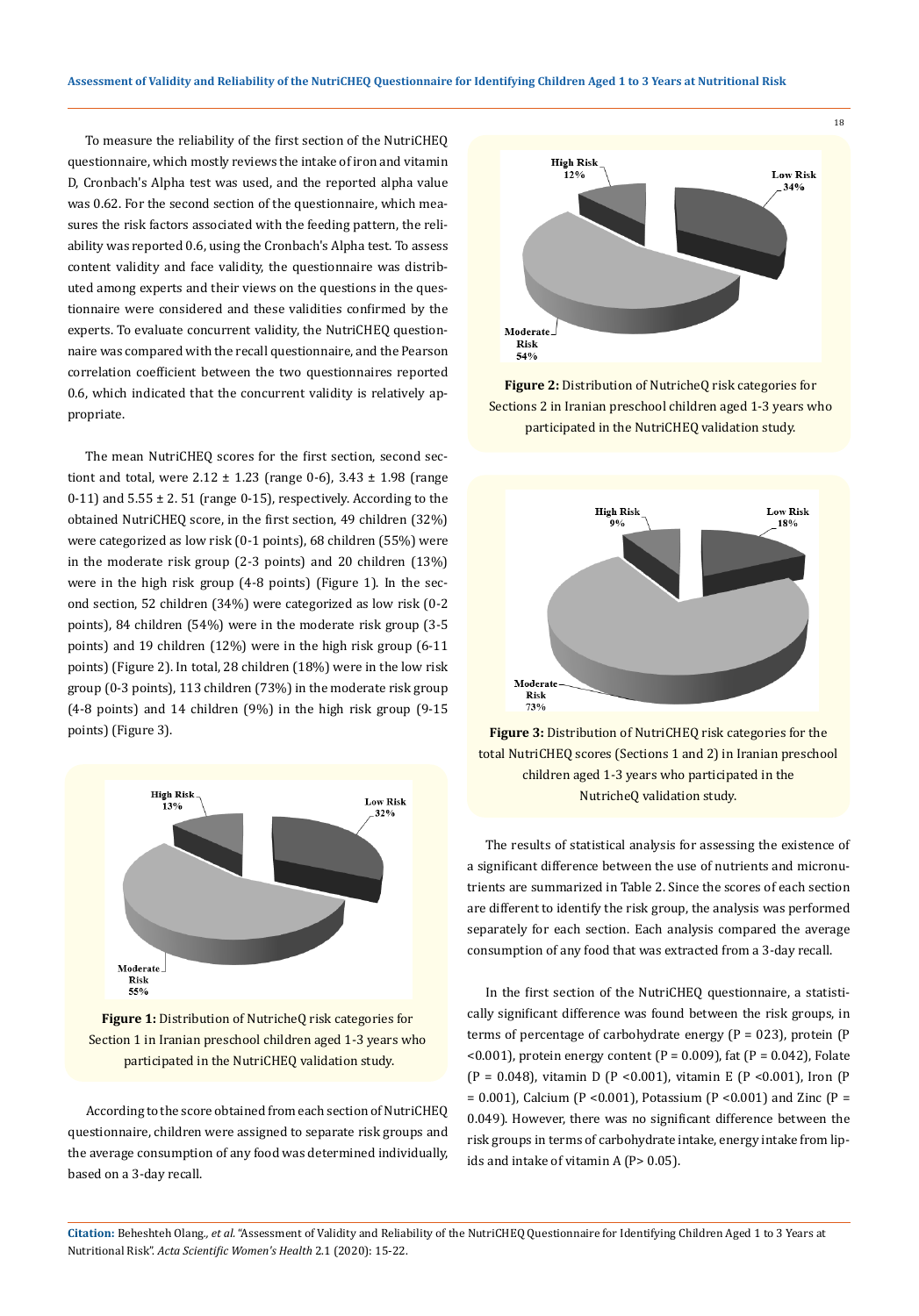To measure the reliability of the first section of the NutriCHEQ questionnaire, which mostly reviews the intake of iron and vitamin D, Cronbach's Alpha test was used, and the reported alpha value was 0.62. For the second section of the questionnaire, which measures the risk factors associated with the feeding pattern, the reliability was reported 0.6, using the Cronbach's Alpha test. To assess content validity and face validity, the questionnaire was distributed among experts and their views on the questions in the questionnaire were considered and these validities confirmed by the experts. To evaluate concurrent validity, the NutriCHEQ questionnaire was compared with the recall questionnaire, and the Pearson correlation coefficient between the two questionnaires reported 0.6, which indicated that the concurrent validity is relatively appropriate.

The mean NutriCHEQ scores for the first section, second sectiont and total, were 2.12 ± 1.23 (range 0-6), 3.43 ± 1.98 (range 0-11) and 5.55 ± 2. 51 (range 0-15), respectively. According to the obtained NutriCHEQ score, in the first section, 49 children (32%) were categorized as low risk (0-1 points), 68 children (55%) were in the moderate risk group (2-3 points) and 20 children (13%) were in the high risk group (4-8 points) (Figure 1). In the second section, 52 children (34%) were categorized as low risk (0-2 points), 84 children (54%) were in the moderate risk group (3-5 points) and 19 children (12%) were in the high risk group (6-11 points) (Figure 2). In total, 28 children (18%) were in the low risk group (0-3 points), 113 children (73%) in the moderate risk group (4-8 points) and 14 children (9%) in the high risk group (9-15 points) (Figure 3).

**Figure 1:** Distribution of NutricheQ risk categories for Section 1 in Iranian preschool children aged 1-3 years who participated in the NutriCHEQ validation study.

According to the score obtained from each section of NutriCHEQ questionnaire, children were assigned to separate risk groups and the average consumption of any food was determined individually, based on a 3-day recall.

**Figure 2:** Distribution of NutricheQ risk categories for Sections 2 in Iranian preschool children aged 1-3 years who participated in the NutriCHEQ validation study.

**Figure 3:** Distribution of NutriCHEQ risk categories for the total NutriCHEQ scores (Sections 1 and 2) in Iranian preschool children aged 1-3 years who participated in the NutricheQ validation study.

The results of statistical analysis for assessing the existence of a significant difference between the use of nutrients and micronutrients are summarized in Table 2. Since the scores of each section are different to identify the risk group, the analysis was performed separately for each section. Each analysis compared the average consumption of any food that was extracted from a 3-day recall.

In the first section of the NutriCHEQ questionnaire, a statistically significant difference was found between the risk groups, in terms of percentage of carbohydrate energy ($P = 023$), protein ($P < 0.001$), protein energy content ($P = 0.009$), fat ($P = 0.042$), Folate ($P = 0.048$), vitamin D ($P < 0.001$), vitamin E ($P < 0.001$), Iron ($P = 0.001$), Calcium ($P < 0.001$), Potassium ($P < 0.001$) and Zinc ($P = 0.049$). However, there was no significant difference between the risk groups in terms of carbohydrate intake, energy intake from lipids and intake of vitamin A ($P > 0.05$).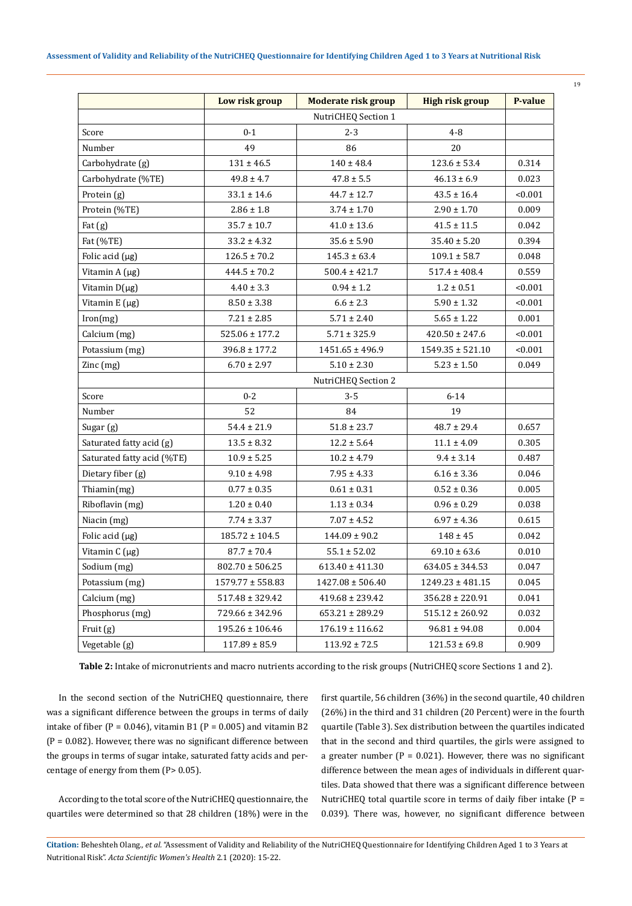| | Low risk group | Moderate risk group | High risk group | P-value |
|---|---|---|---|---|
| | NutriCHEQ Section 1 | | | |
| Score | 0-1 | 2-3 | 4-8 | |
| Number | 49 | 86 | 20 | |
| Carbohydrate (g) | 131 ± 46.5 | 140 ± 48.4 | 123.6 ± 53.4 | 0.314 |
| Carbohydrate (%TE) | 49.8 ± 4.7 | 47.8 ± 5.5 | 46.13 ± 6.9 | 0.023 |
| Protein (g) | 33.1 ± 14.6 | 44.7 ± 12.7 | 43.5 ± 16.4 | <0.001 |
| Protein (%TE) | 2.86 ± 1.8 | 3.74 ± 1.70 | 2.90 ± 1.70 | 0.009 |
| Fat (g) | 35.7 ± 10.7 | 41.0 ± 13.6 | 41.5 ± 11.5 | 0.042 |
| Fat (%TE) | 33.2 ± 4.32 | 35.6 ± 5.90 | 35.40 ± 5.20 | 0.394 |
| Folic acid (µg) | 126.5 ± 70.2 | 145.3 ± 63.4 | 109.1 ± 58.7 | 0.048 |
| Vitamin A (µg) | 444.5 ± 70.2 | 500.4 ± 421.7 | 517.4 ± 408.4 | 0.559 |
| Vitamin D(µg) | 4.40 ± 3.3 | 0.94 ± 1.2 | 1.2 ± 0.51 | <0.001 |
| Vitamin E (µg) | 8.50 ± 3.38 | 6.6 ± 2.3 | 5.90 ± 1.32 | <0.001 |
| Iron(mg) | 7.21 ± 2.85 | 5.71 ± 2.40 | 5.65 ± 1.22 | 0.001 |
| Calcium (mg) | 525.06 ± 177.2 | 5.71 ± 325.9 | 420.50 ± 247.6 | <0.001 |
| Potassium (mg) | 396.8 ± 177.2 | 1451.65 ± 496.9 | 1549.35 ± 521.10 | <0.001 |
| Zinc (mg) | 6.70 ± 2.97 | 5.10 ± 2.30 | 5.23 ± 1.50 | 0.049 |
| | NutriCHEQ Section 2 | | | |
| Score | 0-2 | 3-5 | 6-14 | |
| Number | 52 | 84 | 19 | |
| Sugar (g) | 54.4 ± 21.9 | 51.8 ± 23.7 | 48.7 ± 29.4 | 0.657 |
| Saturated fatty acid (g) | 13.5 ± 8.32 | 12.2 ± 5.64 | 11.1 ± 4.09 | 0.305 |
| Saturated fatty acid (%TE) | 10.9 ± 5.25 | 10.2 ± 4.79 | 9.4 ± 3.14 | 0.487 |
| Dietary fiber (g) | 9.10 ± 4.98 | 7.95 ± 4.33 | 6.16 ± 3.36 | 0.046 |
| Thiamin(mg) | 0.77 ± 0.35 | 0.61 ± 0.31 | 0.52 ± 0.36 | 0.005 |
| Riboflavin (mg) | 1.20 ± 0.40 | 1.13 ± 0.34 | 0.96 ± 0.29 | 0.038 |
| Niacin (mg) | 7.74 ± 3.37 | 7.07 ± 4.52 | 6.97 ± 4.36 | 0.615 |
| Folic acid (µg) | 185.72 ± 104.5 | 144.09 ± 90.2 | 148 ± 45 | 0.042 |
| Vitamin C (µg) | 87.7 ± 70.4 | 55.1 ± 52.02 | 69.10 ± 63.6 | 0.010 |
| Sodium (mg) | 802.70 ± 506.25 | 613.40 ± 411.30 | 634.05 ± 344.53 | 0.047 |
| Potassium (mg) | 1579.77 ± 558.83 | 1427.08 ± 506.40 | 1249.23 ± 481.15 | 0.045 |
| Calcium (mg) | 517.48 ± 329.42 | 419.68 ± 239.42 | 356.28 ± 220.91 | 0.041 |
| Phosphorus (mg) | 729.66 ± 342.96 | 653.21 ± 289.29 | 515.12 ± 260.92 | 0.032 |
| Fruit (g) | 195.26 ± 106.46 | 176.19 ± 116.62 | 96.81 ± 94.08 | 0.004 |
| Vegetable (g) | 117.89 ± 85.9 | 113.92 ± 72.5 | 121.53 ± 69.8 | 0.909 |

**Table 2:** Intake of micronutrients and macro nutrients according to the risk groups (NutriCHEQ score Sections 1 and 2).

In the second section of the NutriCHEQ questionnaire, there was a significant difference between the groups in terms of daily intake of fiber (P = 0.046), vitamin B1 (P = 0.005) and vitamin B2 (P = 0.082). However, there was no significant difference between the groups in terms of sugar intake, saturated fatty acids and percentage of energy from them (P> 0.05).

According to the total score of the NutriCHEQ questionnaire, the quartiles were determined so that 28 children (18%) were in the first quartile, 56 children (36%) in the second quartile, 40 children (26%) in the third and 31 children (20 Percent) were in the fourth quartile (Table 3). Sex distribution between the quartiles indicated that in the second and third quartiles, the girls were assigned to a greater number (P = 0.021). However, there was no significant difference between the mean ages of individuals in different quartiles. Data showed that there was a significant difference between NutriCHEQ total quartile score in terms of daily fiber intake (P = 0.039). There was, however, no significant difference between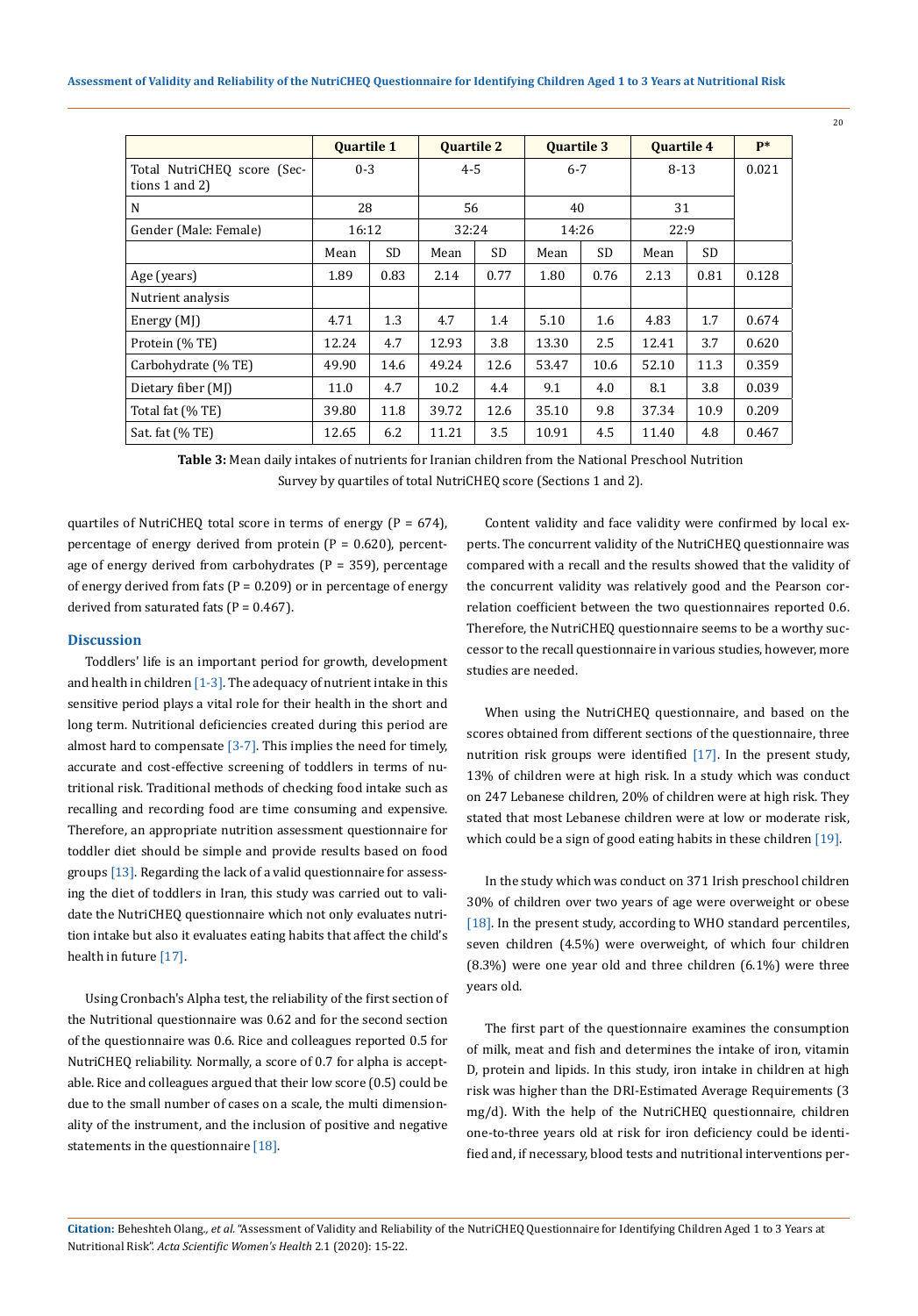|  | Quartile 1 |  | Quartile 2 |  | Quartile 3 |  | Quartile 4 |  | P* |
|---|---|---|---|---|---|---|---|---|---|
| Total NutriCHEQ score (Sections 1 and 2) | 0-3 |  | 4-5 |  | 6-7 |  | 8-13 |  | 0.021 |
| N | 28 |  | 56 |  | 40 |  | 31 |  |  |
| Gender (Male: Female) | 16:12 |  | 32:24 |  | 14:26 |  | 22:9 |  |  |
|  | Mean | SD | Mean | SD | Mean | SD | Mean | SD |  |
| Age (years) | 1.89 | 0.83 | 2.14 | 0.77 | 1.80 | 0.76 | 2.13 | 0.81 | 0.128 |
| Nutrient analysis |  |  |  |  |  |  |  |  |  |
| Energy (MJ) | 4.71 | 1.3 | 4.7 | 1.4 | 5.10 | 1.6 | 4.83 | 1.7 | 0.674 |
| Protein (% TE) | 12.24 | 4.7 | 12.93 | 3.8 | 13.30 | 2.5 | 12.41 | 3.7 | 0.620 |
| Carbohydrate (% TE) | 49.90 | 14.6 | 49.24 | 12.6 | 53.47 | 10.6 | 52.10 | 11.3 | 0.359 |
| Dietary fiber (MJ) | 11.0 | 4.7 | 10.2 | 4.4 | 9.1 | 4.0 | 8.1 | 3.8 | 0.039 |
| Total fat (% TE) | 39.80 | 11.8 | 39.72 | 12.6 | 35.10 | 9.8 | 37.34 | 10.9 | 0.209 |
| Sat. fat (% TE) | 12.65 | 6.2 | 11.21 | 3.5 | 10.91 | 4.5 | 11.40 | 4.8 | 0.467 |

**Table 3:** Mean daily intakes of nutrients for Iranian children from the National Preschool Nutrition Survey by quartiles of total NutriCHEQ score (Sections 1 and 2).

quartiles of NutriCHEQ total score in terms of energy (P = 674), percentage of energy derived from protein (P = 0.620), percentage of energy derived from carbohydrates (P = 359), percentage of energy derived from fats (P = 0.209) or in percentage of energy derived from saturated fats (P = 0.467).

## Discussion

Toddlers' life is an important period for growth, development and health in children [1-3]. The adequacy of nutrient intake in this sensitive period plays a vital role for their health in the short and long term. Nutritional deficiencies created during this period are almost hard to compensate [3-7]. This implies the need for timely, accurate and cost-effective screening of toddlers in terms of nutritional risk. Traditional methods of checking food intake such as recalling and recording food are time consuming and expensive. Therefore, an appropriate nutrition assessment questionnaire for toddler diet should be simple and provide results based on food groups [13]. Regarding the lack of a valid questionnaire for assessing the diet of toddlers in Iran, this study was carried out to validate the NutriCHEQ questionnaire which not only evaluates nutrition intake but also it evaluates eating habits that affect the child's health in future [17].

Using Cronbach's Alpha test, the reliability of the first section of the Nutritional questionnaire was 0.62 and for the second section of the questionnaire was 0.6. Rice and colleagues reported 0.5 for NutriCHEQ reliability. Normally, a score of 0.7 for alpha is acceptable. Rice and colleagues argued that their low score (0.5) could be due to the small number of cases on a scale, the multi dimensionality of the instrument, and the inclusion of positive and negative statements in the questionnaire [18].

Content validity and face validity were confirmed by local experts. The concurrent validity of the NutriCHEQ questionnaire was compared with a recall and the results showed that the validity of the concurrent validity was relatively good and the Pearson correlation coefficient between the two questionnaires reported 0.6. Therefore, the NutriCHEQ questionnaire seems to be a worthy successor to the recall questionnaire in various studies, however, more studies are needed.

When using the NutriCHEQ questionnaire, and based on the scores obtained from different sections of the questionnaire, three nutrition risk groups were identified [17]. In the present study, 13% of children were at high risk. In a study which was conduct on 247 Lebanese children, 20% of children were at high risk. They stated that most Lebanese children were at low or moderate risk, which could be a sign of good eating habits in these children [19].

In the study which was conduct on 371 Irish preschool children 30% of children over two years of age were overweight or obese [18]. In the present study, according to WHO standard percentiles, seven children (4.5%) were overweight, of which four children (8.3%) were one year old and three children (6.1%) were three years old.

The first part of the questionnaire examines the consumption of milk, meat and fish and determines the intake of iron, vitamin D, protein and lipids. In this study, iron intake in children at high risk was higher than the DRI-Estimated Average Requirements (3 mg/d). With the help of the NutriCHEQ questionnaire, children one-to-three years old at risk for iron deficiency could be identified and, if necessary, blood tests and nutritional interventions per-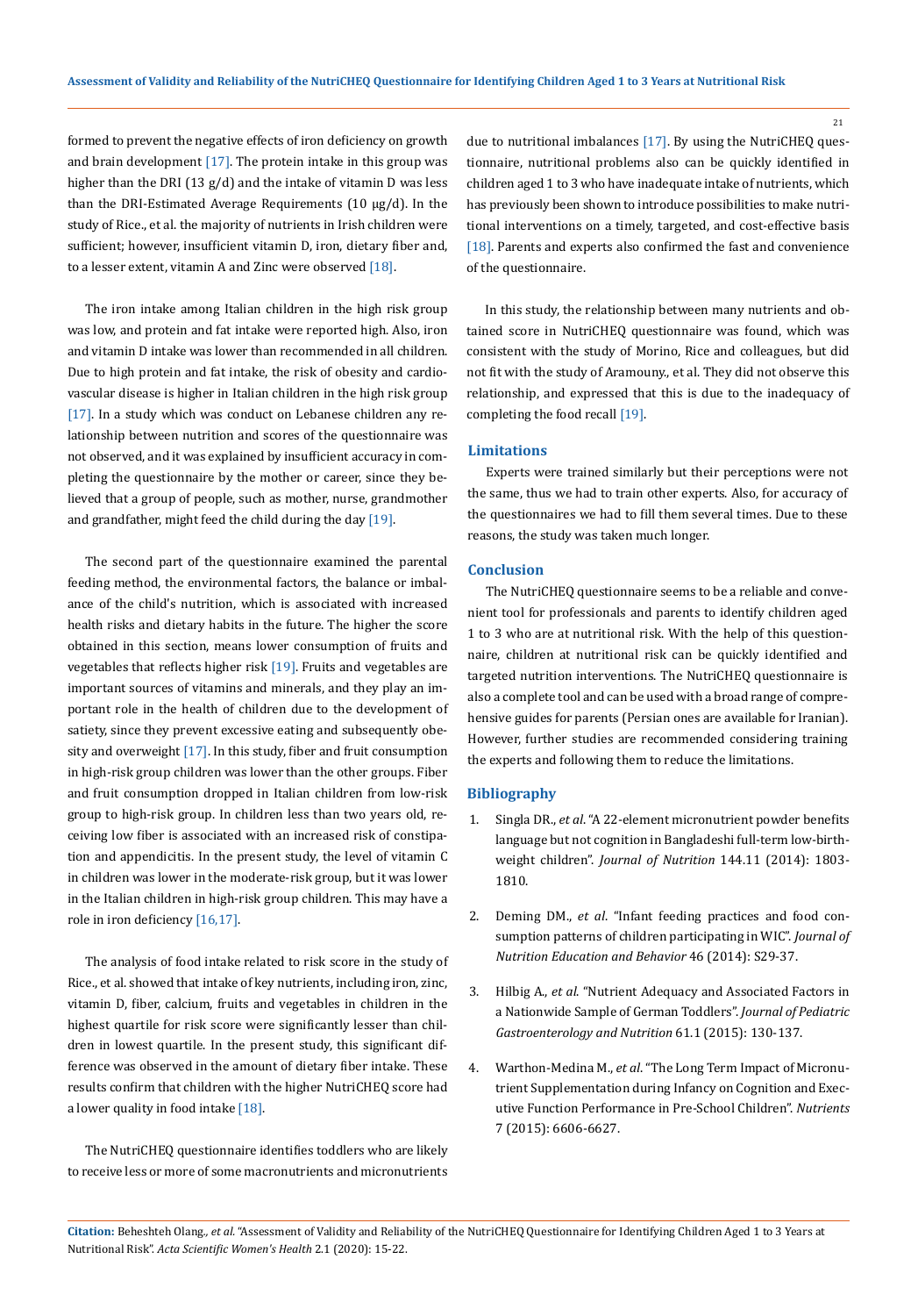formed to prevent the negative effects of iron deficiency on growth and brain development [17]. The protein intake in this group was higher than the DRI (13 g/d) and the intake of vitamin D was less than the DRI-Estimated Average Requirements (10 µg/d). In the study of Rice., et al. the majority of nutrients in Irish children were sufficient; however, insufficient vitamin D, iron, dietary fiber and, to a lesser extent, vitamin A and Zinc were observed [18].

The iron intake among Italian children in the high risk group was low, and protein and fat intake were reported high. Also, iron and vitamin D intake was lower than recommended in all children. Due to high protein and fat intake, the risk of obesity and cardiovascular disease is higher in Italian children in the high risk group [17]. In a study which was conduct on Lebanese children any relationship between nutrition and scores of the questionnaire was not observed, and it was explained by insufficient accuracy in completing the questionnaire by the mother or career, since they believed that a group of people, such as mother, nurse, grandmother and grandfather, might feed the child during the day [19].

The second part of the questionnaire examined the parental feeding method, the environmental factors, the balance or imbalance of the child's nutrition, which is associated with increased health risks and dietary habits in the future. The higher the score obtained in this section, means lower consumption of fruits and vegetables that reflects higher risk [19]. Fruits and vegetables are important sources of vitamins and minerals, and they play an important role in the health of children due to the development of satiety, since they prevent excessive eating and subsequently obesity and overweight [17]. In this study, fiber and fruit consumption in high-risk group children was lower than the other groups. Fiber and fruit consumption dropped in Italian children from low-risk group to high-risk group. In children less than two years old, receiving low fiber is associated with an increased risk of constipation and appendicitis. In the present study, the level of vitamin C in children was lower in the moderate-risk group, but it was lower in the Italian children in high-risk group children. This may have a role in iron deficiency [16,17].

The analysis of food intake related to risk score in the study of Rice., et al. showed that intake of key nutrients, including iron, zinc, vitamin D, fiber, calcium, fruits and vegetables in children in the highest quartile for risk score were significantly lesser than children in lowest quartile. In the present study, this significant difference was observed in the amount of dietary fiber intake. These results confirm that children with the higher NutriCHEQ score had a lower quality in food intake [18].

The NutriCHEQ questionnaire identifies toddlers who are likely to receive less or more of some macronutrients and micronutrients due to nutritional imbalances [17]. By using the NutriCHEQ questionnaire, nutritional problems also can be quickly identified in children aged 1 to 3 who have inadequate intake of nutrients, which has previously been shown to introduce possibilities to make nutritional interventions on a timely, targeted, and cost-effective basis [18]. Parents and experts also confirmed the fast and convenience of the questionnaire.

In this study, the relationship between many nutrients and obtained score in NutriCHEQ questionnaire was found, which was consistent with the study of Morino, Rice and colleagues, but did not fit with the study of Aramouny., et al. They did not observe this relationship, and expressed that this is due to the inadequacy of completing the food recall [19].

## Limitations

Experts were trained similarly but their perceptions were not the same, thus we had to train other experts. Also, for accuracy of the questionnaires we had to fill them several times. Due to these reasons, the study was taken much longer.

## Conclusion

The NutriCHEQ questionnaire seems to be a reliable and convenient tool for professionals and parents to identify children aged 1 to 3 who are at nutritional risk. With the help of this questionnaire, children at nutritional risk can be quickly identified and targeted nutrition interventions. The NutriCHEQ questionnaire is also a complete tool and can be used with a broad range of comprehensive guides for parents (Persian ones are available for Iranian). However, further studies are recommended considering training the experts and following them to reduce the limitations.

## Bibliography

1. Singla DR., *et al*. "A 22-element micronutrient powder benefits language but not cognition in Bangladeshi full-term low-birth-weight children". *Journal of Nutrition* 144.11 (2014): 1803-1810.
2. Deming DM., *et al*. "Infant feeding practices and food consumption patterns of children participating in WIC". *Journal of Nutrition Education and Behavior* 46 (2014): S29-37.
3. Hilbig A., *et al*. "Nutrient Adequacy and Associated Factors in a Nationwide Sample of German Toddlers". *Journal of Pediatric Gastroenterology and Nutrition* 61.1 (2015): 130-137.
4. Warthon-Medina M., *et al*. "The Long Term Impact of Micronutrient Supplementation during Infancy on Cognition and Executive Function Performance in Pre-School Children". *Nutrients* 7 (2015): 6606-6627.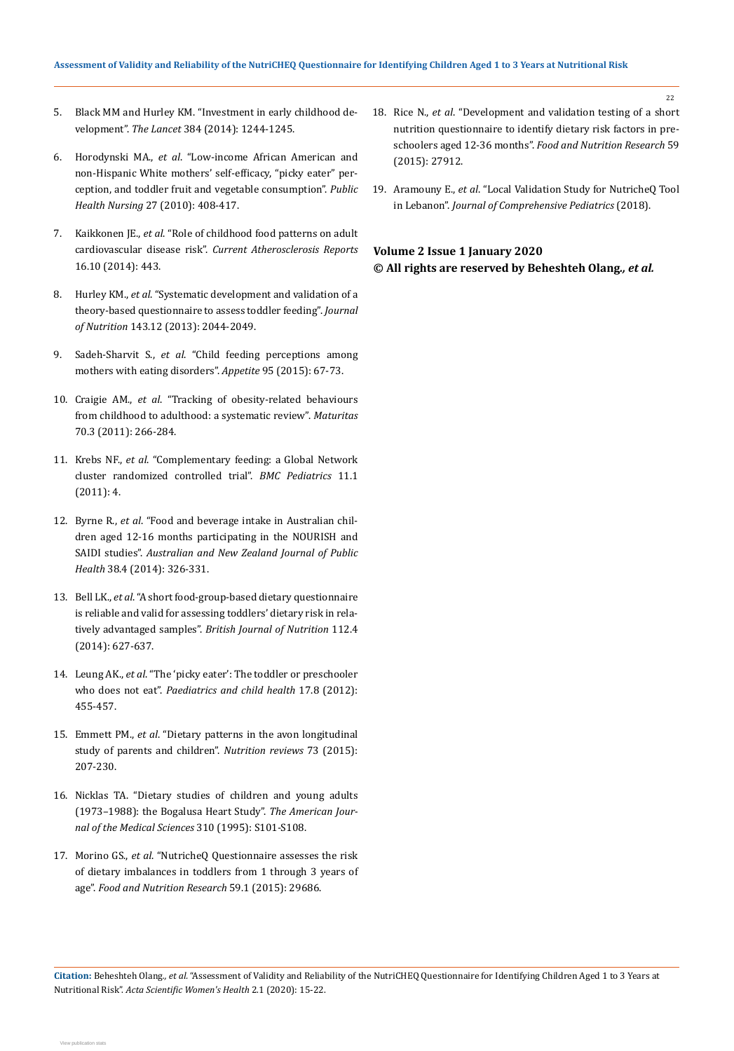5. Black MM and Hurley KM. "Investment in early childhood development". *The Lancet* 384 (2014): 1244-1245.
6. Horodynski MA., *et al*. "Low-income African American and non-Hispanic White mothers' self-efficacy, "picky eater" perception, and toddler fruit and vegetable consumption". *Public Health Nursing* 27 (2010): 408-417.
7. Kaikkonen JE., *et al*. "Role of childhood food patterns on adult cardiovascular disease risk". *Current Atherosclerosis Reports* 16.10 (2014): 443.
8. Hurley KM., *et al*. "Systematic development and validation of a theory-based questionnaire to assess toddler feeding". *Journal of Nutrition* 143.12 (2013): 2044-2049.
9. Sadeh-Sharvit S., *et al*. "Child feeding perceptions among mothers with eating disorders". *Appetite* 95 (2015): 67-73.
10. Craigie AM., *et al*. "Tracking of obesity-related behaviours from childhood to adulthood: a systematic review". *Maturitas* 70.3 (2011): 266-284.
11. Krebs NF., *et al*. "Complementary feeding: a Global Network cluster randomized controlled trial". *BMC Pediatrics* 11.1 (2011): 4.
12. Byrne R., *et al*. "Food and beverage intake in Australian children aged 12-16 months participating in the NOURISH and SAIDI studies". *Australian and New Zealand Journal of Public Health* 38.4 (2014): 326-331.
13. Bell LK., *et al*. "A short food-group-based dietary questionnaire is reliable and valid for assessing toddlers' dietary risk in relatively advantaged samples". *British Journal of Nutrition* 112.4 (2014): 627-637.
14. Leung AK., *et al*. "The 'picky eater': The toddler or preschooler who does not eat". *Paediatrics and child health* 17.8 (2012): 455-457.
15. Emmett PM., *et al*. "Dietary patterns in the avon longitudinal study of parents and children". *Nutrition reviews* 73 (2015): 207-230.
16. Nicklas TA. "Dietary studies of children and young adults (1973–1988): the Bogalusa Heart Study". *The American Journal of the Medical Sciences* 310 (1995): S101-S108.
17. Morino GS., *et al*. "NutricheQ Questionnaire assesses the risk of dietary imbalances in toddlers from 1 through 3 years of age". *Food and Nutrition Research* 59.1 (2015): 29686.
18. Rice N., *et al*. "Development and validation testing of a short nutrition questionnaire to identify dietary risk factors in preschoolers aged 12-36 months". *Food and Nutrition Research* 59 (2015): 27912.
19. Aramouny E., *et al*. "Local Validation Study for NutricheQ Tool in Lebanon". *Journal of Comprehensive Pediatrics* (2018).

**Volume 2 Issue 1 January 2020**
**© All rights are reserved by Beheshteh Olang*., et al.***